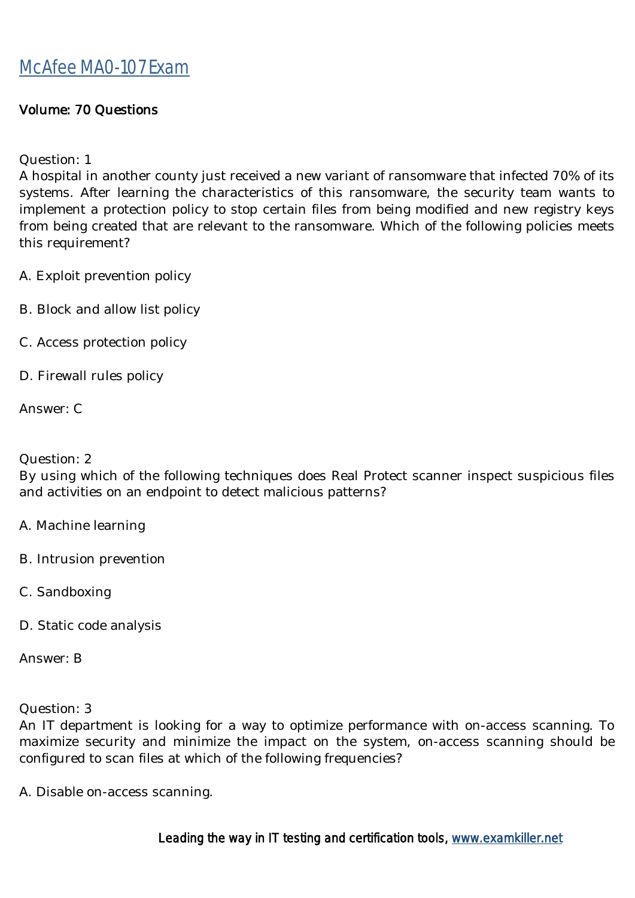# McAfee MA0-107 Exam

Volume: 70 Questions

Question: 1
A hospital in another county just received a new variant of ransomware that infected 70% of its systems. After learning the characteristics of this ransomware, the security team wants to implement a protection policy to stop certain files from being modified and new registry keys from being created that are relevant to the ransomware. Which of the following policies meets this requirement?

A. Exploit prevention policy

B. Block and allow list policy

C. Access protection policy

D. Firewall rules policy

Answer: C

Question: 2
By using which of the following techniques does Real Protect scanner inspect suspicious files and activities on an endpoint to detect malicious patterns?

A. Machine learning

B. Intrusion prevention

C. Sandboxing

D. Static code analysis

Answer: B

Question: 3
An IT department is looking for a way to optimize performance with on-access scanning. To maximize security and minimize the impact on the system, on-access scanning should be configured to scan files at which of the following frequencies?

A. Disable on-access scanning.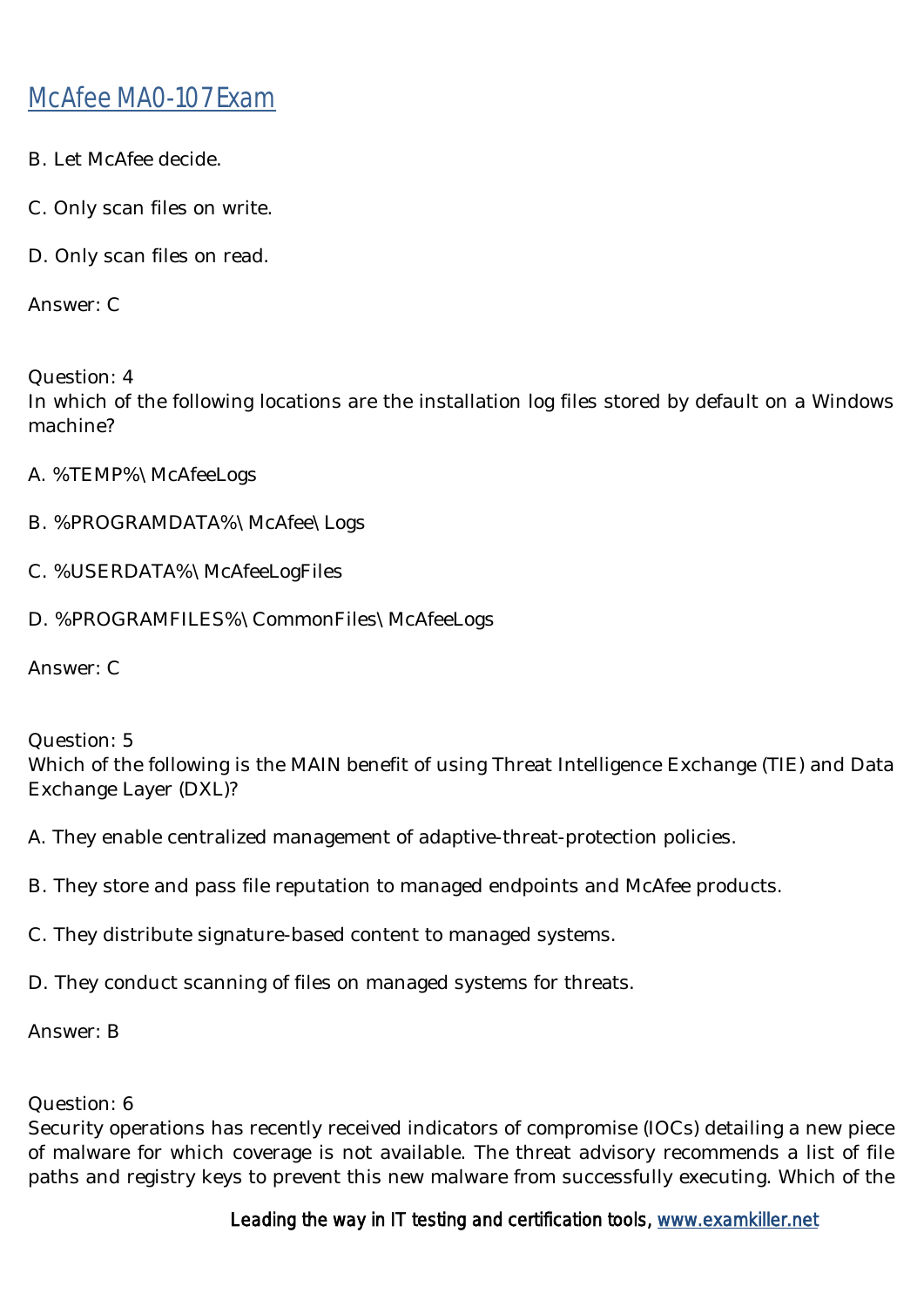B. Let McAfee decide.

C. Only scan files on write.

D. Only scan files on read.

Answer: C

Question: 4
In which of the following locations are the installation log files stored by default on a Windows machine?

A. %TEMP%\McAfeeLogs

B. %PROGRAMDATA%\McAfee\Logs

C. %USERDATA%\McAfeeLogFiles

D. %PROGRAMFILES%\CommonFiles\McAfeeLogs

Answer: C

Question: 5
Which of the following is the MAIN benefit of using Threat Intelligence Exchange (TIE) and Data Exchange Layer (DXL)?

A. They enable centralized management of adaptive-threat-protection policies.

B. They store and pass file reputation to managed endpoints and McAfee products.

C. They distribute signature-based content to managed systems.

D. They conduct scanning of files on managed systems for threats.

Answer: B

Question: 6
Security operations has recently received indicators of compromise (IOCs) detailing a new piece of malware for which coverage is not available. The threat advisory recommends a list of file paths and registry keys to prevent this new malware from successfully executing. Which of the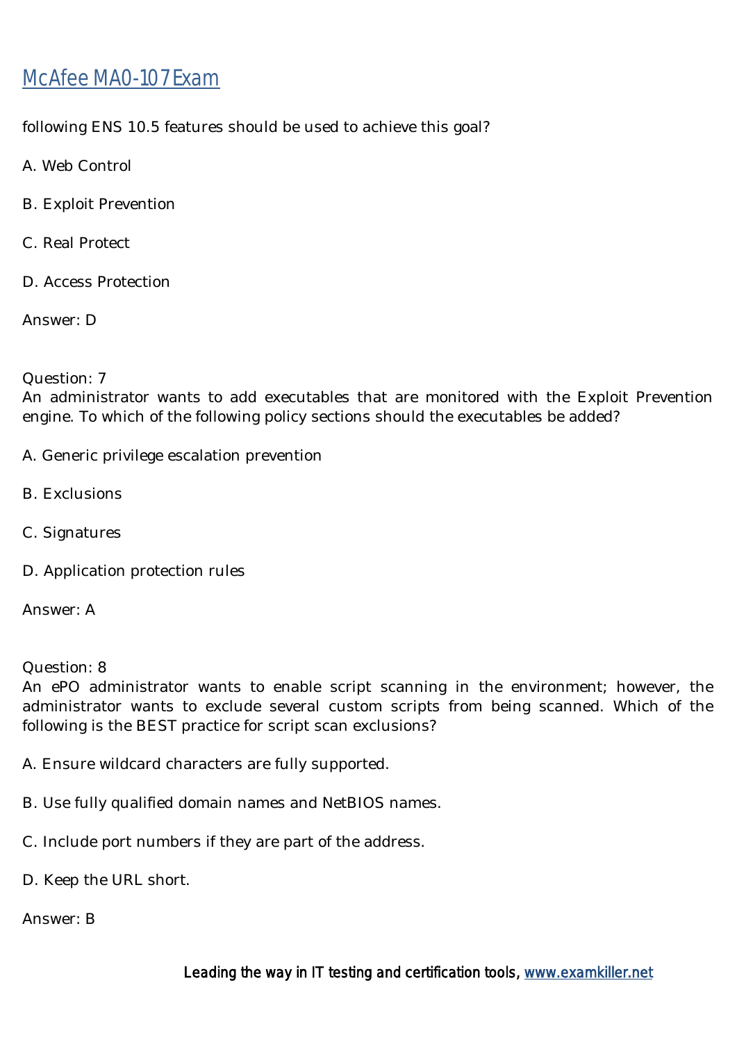following ENS 10.5 features should be used to achieve this goal?

A. Web Control

B. Exploit Prevention

C. Real Protect

D. Access Protection

Answer: D

Question: 7
An administrator wants to add executables that are monitored with the Exploit Prevention engine. To which of the following policy sections should the executables be added?

A. Generic privilege escalation prevention

B. Exclusions

C. Signatures

D. Application protection rules

Answer: A

Question: 8
An ePO administrator wants to enable script scanning in the environment; however, the administrator wants to exclude several custom scripts from being scanned. Which of the following is the BEST practice for script scan exclusions?

A. Ensure wildcard characters are fully supported.

B. Use fully qualified domain names and NetBIOS names.

C. Include port numbers if they are part of the address.

D. Keep the URL short.

Answer: B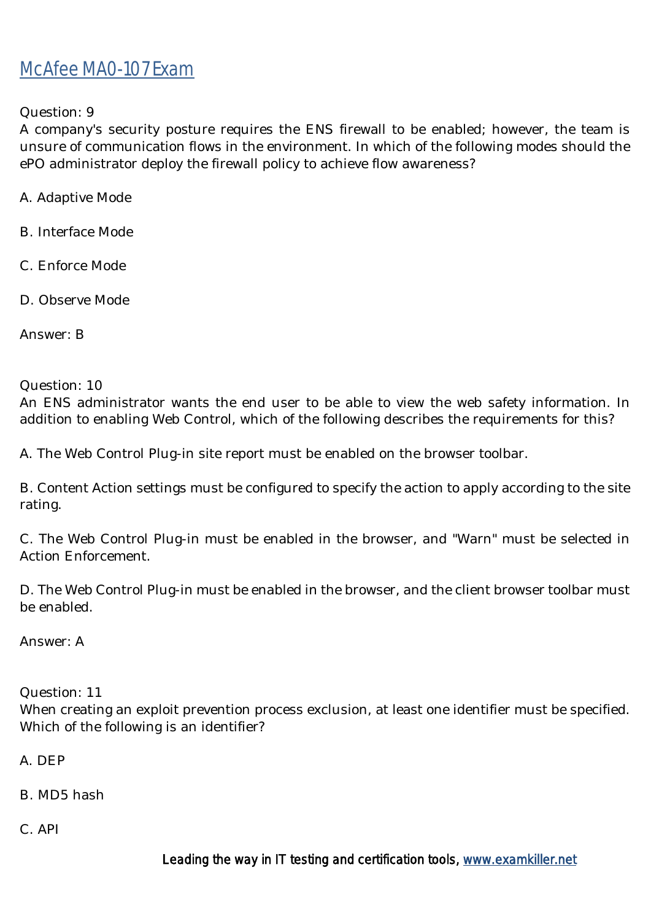## McAfee MA0-107 Exam

Question: 9

A company's security posture requires the ENS firewall to be enabled; however, the team is unsure of communication flows in the environment. In which of the following modes should the ePO administrator deploy the firewall policy to achieve flow awareness?

A. Adaptive Mode

B. Interface Mode

C. Enforce Mode

D. Observe Mode

Answer: B

Question: 10

An ENS administrator wants the end user to be able to view the web safety information. In addition to enabling Web Control, which of the following describes the requirements for this?

A. The Web Control Plug-in site report must be enabled on the browser toolbar.

B. Content Action settings must be configured to specify the action to apply according to the site rating.

C. The Web Control Plug-in must be enabled in the browser, and "Warn" must be selected in Action Enforcement.

D. The Web Control Plug-in must be enabled in the browser, and the client browser toolbar must be enabled.

Answer: A

Question: 11

When creating an exploit prevention process exclusion, at least one identifier must be specified. Which of the following is an identifier?

A. DEP

B. MD5 hash

C. API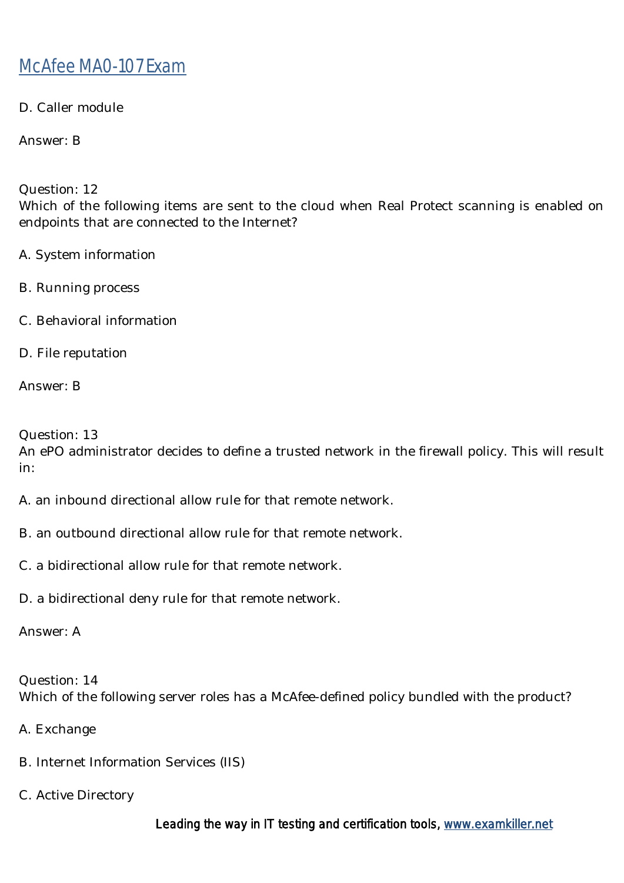D. Caller module

Answer: B

Question: 12
Which of the following items are sent to the cloud when Real Protect scanning is enabled on endpoints that are connected to the Internet?

A. System information

B. Running process

C. Behavioral information

D. File reputation

Answer: B

Question: 13
An ePO administrator decides to define a trusted network in the firewall policy. This will result in:

A. an inbound directional allow rule for that remote network.

B. an outbound directional allow rule for that remote network.

C. a bidirectional allow rule for that remote network.

D. a bidirectional deny rule for that remote network.

Answer: A

Question: 14
Which of the following server roles has a McAfee-defined policy bundled with the product?

A. Exchange

B. Internet Information Services (IIS)

C. Active Directory